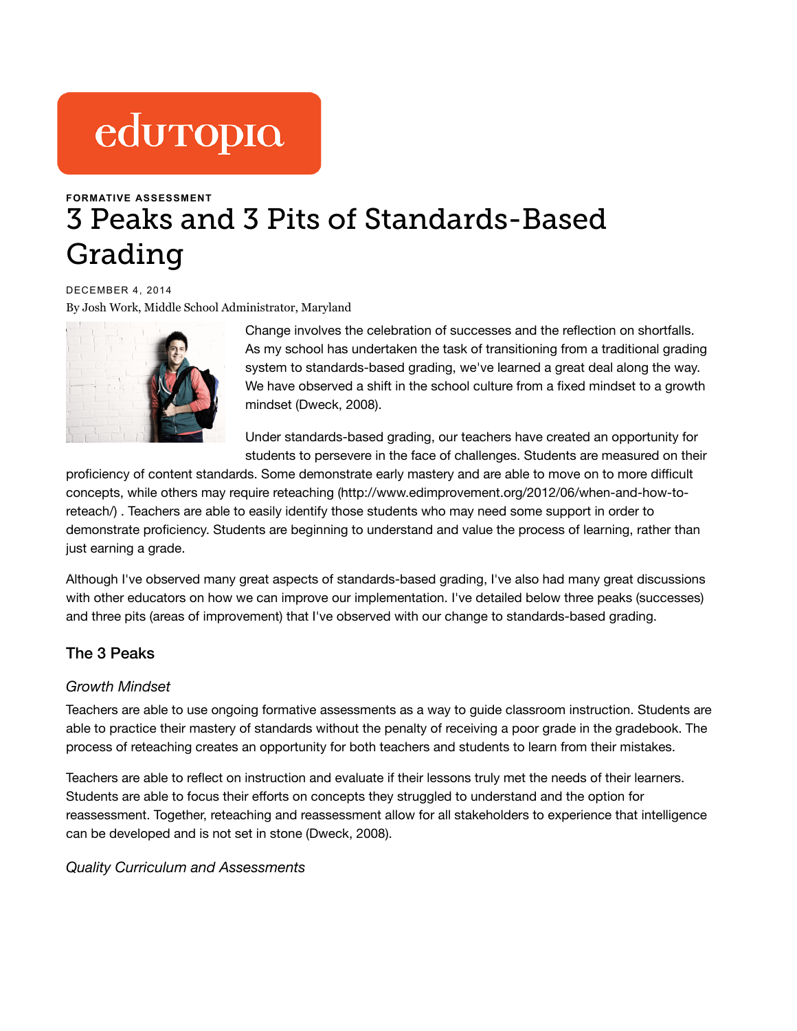edutopia

**FORMATIVE ASSESSMENT**

# 3 Peaks and 3 Pits of Standards-Based Grading

DECEMBER 4, 2014

By Josh Work, Middle School Administrator, Maryland

Change involves the celebration of successes and the reflection on shortfalls. As my school has undertaken the task of transitioning from a traditional grading system to standards-based grading, we've learned a great deal along the way. We have observed a shift in the school culture from a fixed mindset to a growth mindset (Dweck, 2008).

Under standards-based grading, our teachers have created an opportunity for students to persevere in the face of challenges. Students are measured on their proficiency of content standards. Some demonstrate early mastery and are able to move on to more difficult concepts, while others may require reteaching (http://www.edimprovement.org/2012/06/when-and-how-to-reteach/) . Teachers are able to easily identify those students who may need some support in order to demonstrate proficiency. Students are beginning to understand and value the process of learning, rather than just earning a grade.

Although I've observed many great aspects of standards-based grading, I've also had many great discussions with other educators on how we can improve our implementation. I've detailed below three peaks (successes) and three pits (areas of improvement) that I've observed with our change to standards-based grading.

## The 3 Peaks

### *Growth Mindset*

Teachers are able to use ongoing formative assessments as a way to guide classroom instruction. Students are able to practice their mastery of standards without the penalty of receiving a poor grade in the gradebook. The process of reteaching creates an opportunity for both teachers and students to learn from their mistakes.

Teachers are able to reflect on instruction and evaluate if their lessons truly met the needs of their learners. Students are able to focus their efforts on concepts they struggled to understand and the option for reassessment. Together, reteaching and reassessment allow for all stakeholders to experience that intelligence can be developed and is not set in stone (Dweck, 2008).

### *Quality Curriculum and Assessments*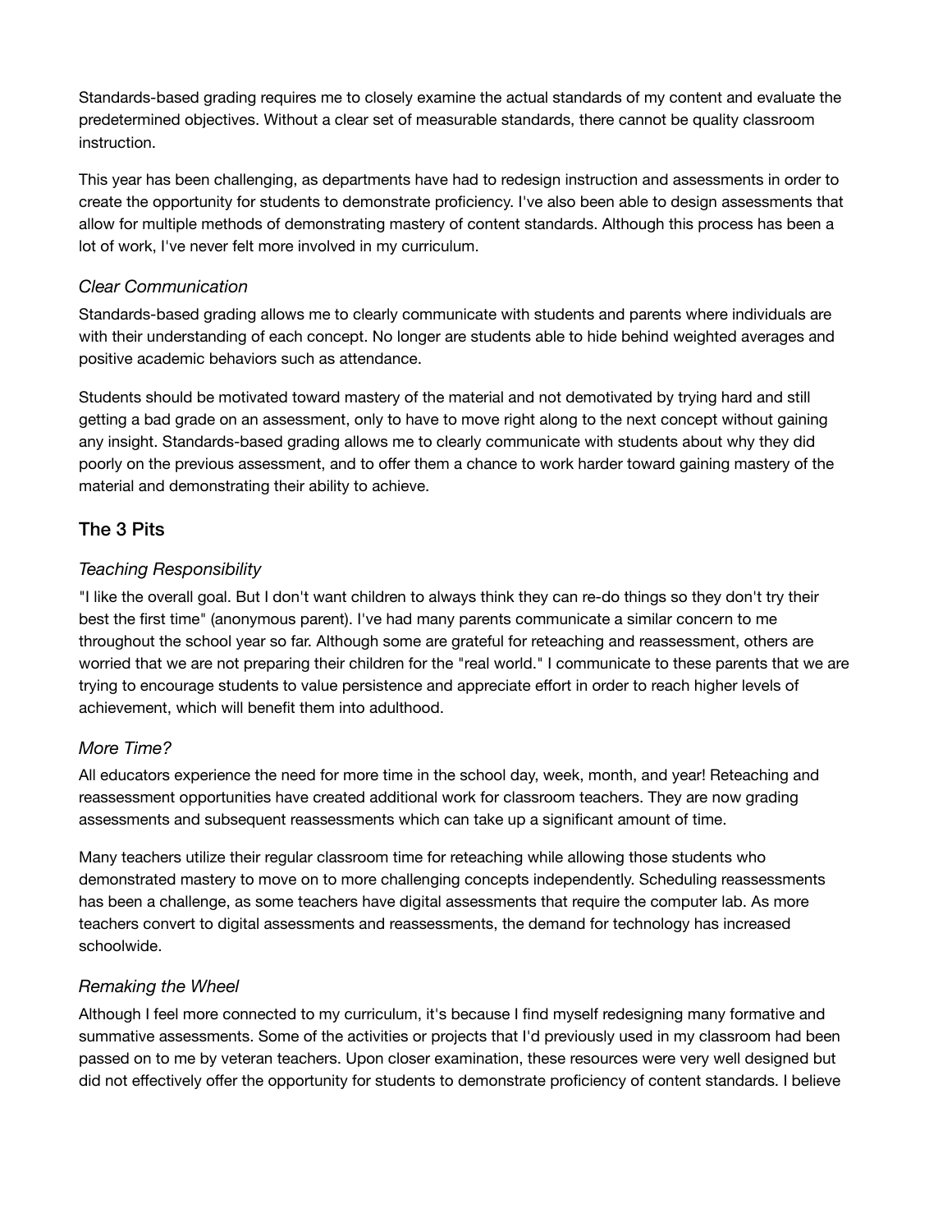Standards-based grading requires me to closely examine the actual standards of my content and evaluate the predetermined objectives. Without a clear set of measurable standards, there cannot be quality classroom instruction.

This year has been challenging, as departments have had to redesign instruction and assessments in order to create the opportunity for students to demonstrate proficiency. I've also been able to design assessments that allow for multiple methods of demonstrating mastery of content standards. Although this process has been a lot of work, I've never felt more involved in my curriculum.

### *Clear Communication*

Standards-based grading allows me to clearly communicate with students and parents where individuals are with their understanding of each concept. No longer are students able to hide behind weighted averages and positive academic behaviors such as attendance.

Students should be motivated toward mastery of the material and not demotivated by trying hard and still getting a bad grade on an assessment, only to have to move right along to the next concept without gaining any insight. Standards-based grading allows me to clearly communicate with students about why they did poorly on the previous assessment, and to offer them a chance to work harder toward gaining mastery of the material and demonstrating their ability to achieve.

## The 3 Pits

### *Teaching Responsibility*

"I like the overall goal. But I don't want children to always think they can re-do things so they don't try their best the first time" (anonymous parent). I've had many parents communicate a similar concern to me throughout the school year so far. Although some are grateful for reteaching and reassessment, others are worried that we are not preparing their children for the "real world." I communicate to these parents that we are trying to encourage students to value persistence and appreciate effort in order to reach higher levels of achievement, which will benefit them into adulthood.

### *More Time?*

All educators experience the need for more time in the school day, week, month, and year! Reteaching and reassessment opportunities have created additional work for classroom teachers. They are now grading assessments and subsequent reassessments which can take up a significant amount of time.

Many teachers utilize their regular classroom time for reteaching while allowing those students who demonstrated mastery to move on to more challenging concepts independently. Scheduling reassessments has been a challenge, as some teachers have digital assessments that require the computer lab. As more teachers convert to digital assessments and reassessments, the demand for technology has increased schoolwide.

### *Remaking the Wheel*

Although I feel more connected to my curriculum, it's because I find myself redesigning many formative and summative assessments. Some of the activities or projects that I'd previously used in my classroom had been passed on to me by veteran teachers. Upon closer examination, these resources were very well designed but did not effectively offer the opportunity for students to demonstrate proficiency of content standards. I believe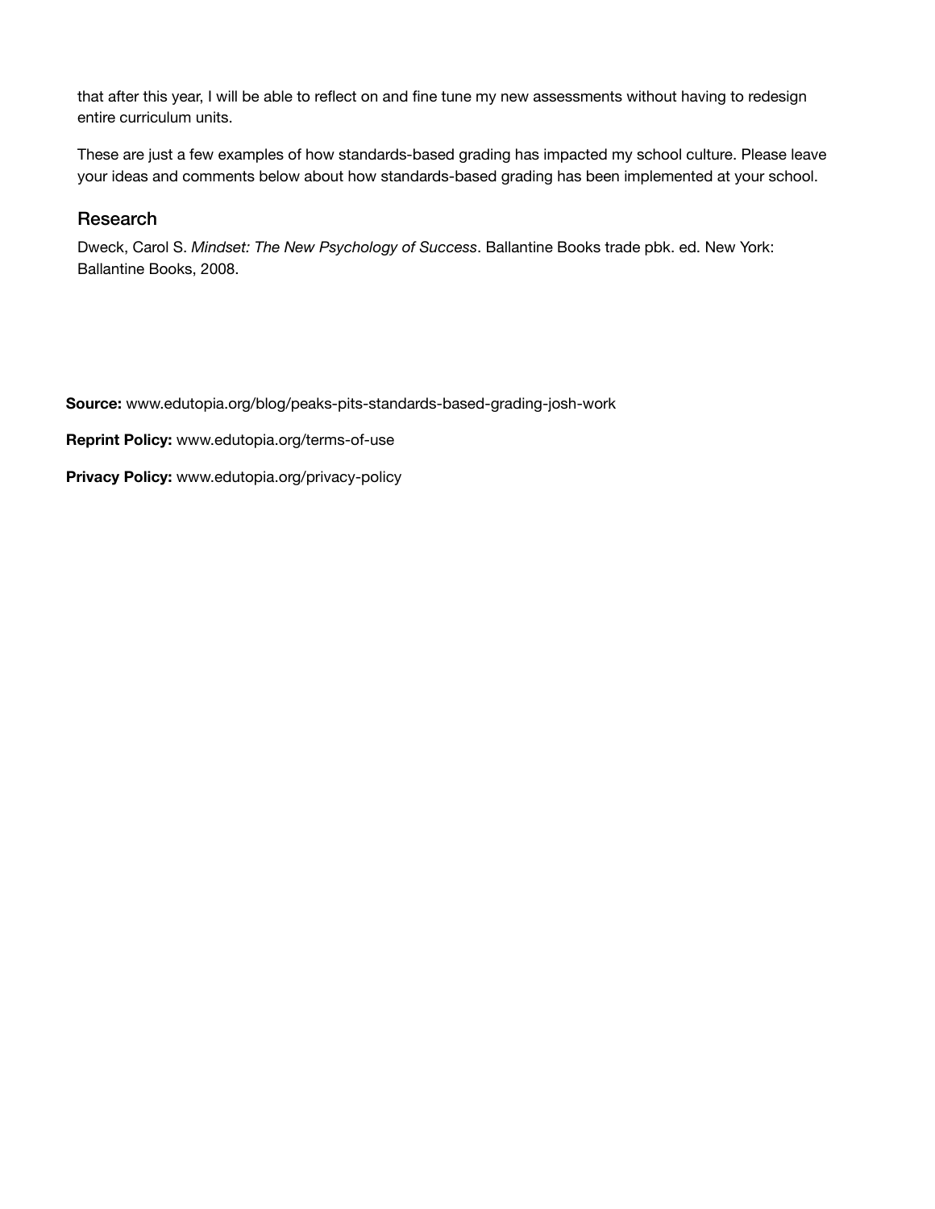that after this year, I will be able to reflect on and fine tune my new assessments without having to redesign entire curriculum units.

These are just a few examples of how standards-based grading has impacted my school culture. Please leave your ideas and comments below about how standards-based grading has been implemented at your school.

## Research

Dweck, Carol S. *Mindset: The New Psychology of Success*. Ballantine Books trade pbk. ed. New York: Ballantine Books, 2008.

**Source:** www.edutopia.org/blog/peaks-pits-standards-based-grading-josh-work

**Reprint Policy:** www.edutopia.org/terms-of-use

**Privacy Policy:** www.edutopia.org/privacy-policy